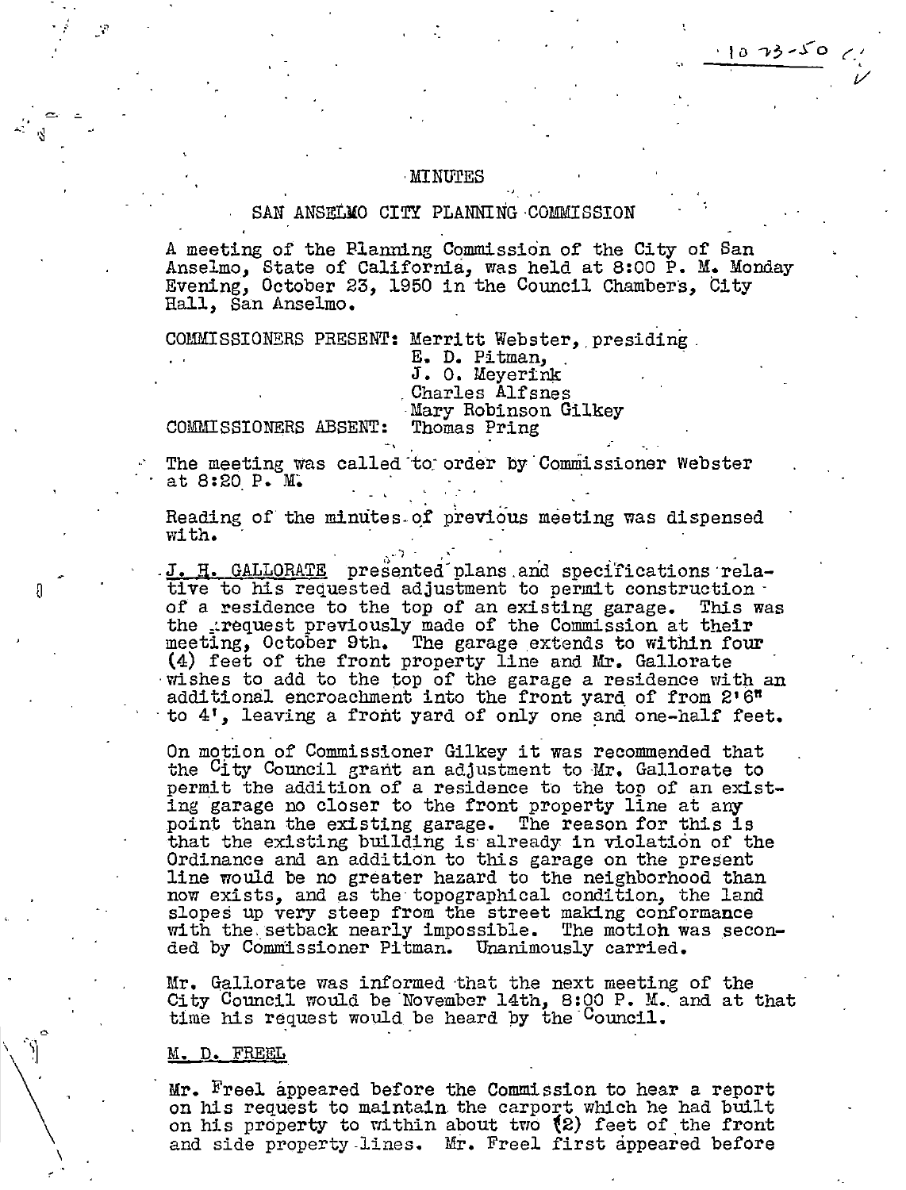10-23-50

# MINUTES

## SAN ANSELMO CITY PLANNING COMMISSION

A meeting of the Planning Commission of the City of San Anselmo, State of California, was held at 8:00 P. M. Monday Evening, October 23, 1950 in the Council Chambers, City Hall, San Anselmo.

COMMISSIONERS PRESENT: Merritt Webster, presiding
E. D. Pitman,
J. O. Meyerink
Charles Alfsnes
Mary Robinson Gilkey

COMMISSIONERS ABSENT: Thomas Pring

The meeting was called to order by Commissioner Webster at 8:20 P. M.

Reading of the minutes of previous meeting was dispensed with.

J. H. GALLORATE presented plans and specifications relative to his requested adjustment to permit construction of a residence to the top of an existing garage. This was the request previously made of the Commission at their meeting, October 9th. The garage extends to within four (4) feet of the front property line and Mr. Gallorate wishes to add to the top of the garage a residence with an additional encroachment into the front yard of from 2'6" to 4', leaving a front yard of only one and one-half feet.

On motion of Commissioner Gilkey it was recommended that the City Council grant an adjustment to Mr. Gallorate to permit the addition of a residence to the top of an existing garage no closer to the front property line at any point than the existing garage. The reason for this is that the existing building is already in violation of the Ordinance and an addition to this garage on the present line would be no greater hazard to the neighborhood than now exists, and as the topographical condition, the land slopes up very steep from the street making conformance with the setback nearly impossible. The motion was seconded by Commissioner Pitman. Unanimously carried.

Mr. Gallorate was informed that the next meeting of the City Council would be November 14th, 8:00 P. M. and at that time his request would be heard by the Council.

M. D. FREEL

Mr. Freel appeared before the Commission to hear a report on his request to maintain the carport which he had built on his property to within about two (2) feet of the front and side property lines. Mr. Freel first appeared before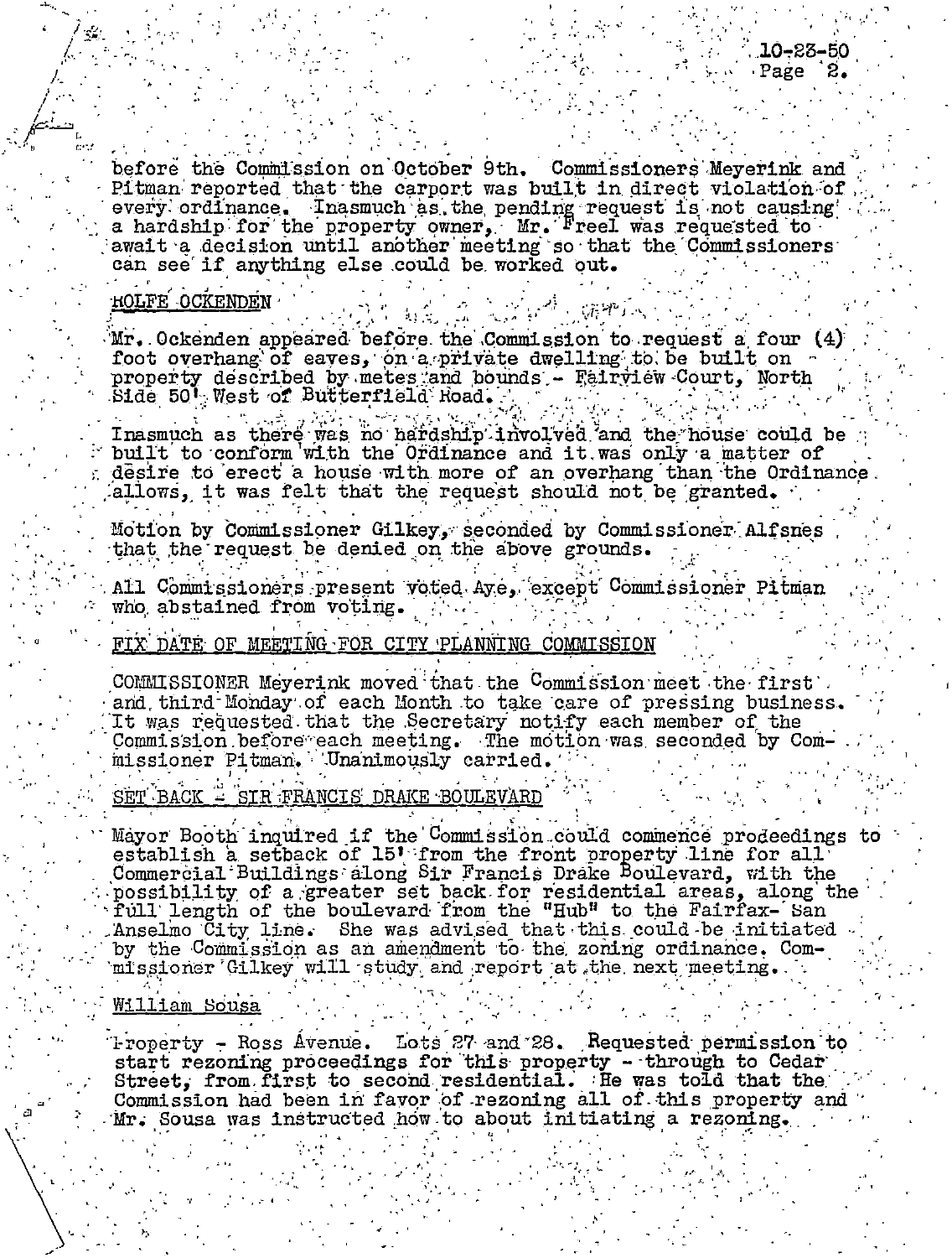before the Commission on October 9th. Commissioners Meyerink and Pitman reported that the carport was built in direct violation of every ordinance. Inasmuch as the pending request is not causing a hardship for the property owner, Mr. Freel was requested to await a decision until another meeting so that the Commissioners can see if anything else could be worked out.

ROLFE OCKENDEN

Mr. Ockenden appeared before the Commission to request a four (4) foot overhang of eaves, on a private dwelling to be built on property described by metes and bounds - Fairview Court, North Side 50' West of Butterfield Road.

Inasmuch as there was no hardship involved and the house could be built to conform with the Ordinance and it was only a matter of desire to erect a house with more of an overhang than the Ordinance allows, it was felt that the request should not be granted.

Motion by Commissioner Gilkey, seconded by Commissioner Alfsnes that the request be denied on the above grounds.

All Commissioners present voted Aye, except Commissioner Pitman who abstained from voting.

FIX DATE OF MEETING FOR CITY PLANNING COMMISSION

COMMISSIONER Meyerink moved that the Commission meet the first and third Monday of each Month to take care of pressing business. It was requested that the Secretary notify each member of the Commission before each meeting. The motion was seconded by Commissioner Pitman. Unanimously carried.

SET BACK - SIR FRANCIS DRAKE BOULEVARD

Mayor Booth inquired if the Commission could commence prodeedings to establish a setback of 15' from the front property line for all Commercial Buildings along Sir Francis Drake Boulevard, with the possibility of a greater set back for residential areas, along the full length of the boulevard from the "Hub" to the Fairfax- San Anselmo City line. She was advised that this could be initiated by the Commission as an amendment to the zoning ordinance. Commissioner Gilkey will study and report at the next meeting.

William Sousa

Property - Ross Avenue. Lots 27 and 28. Requested permission to start rezoning proceedings for this property - through to Cedar Street, from first to second residential. He was told that the Commission had been in favor of rezoning all of this property and Mr. Sousa was instructed how to about initiating a rezoning.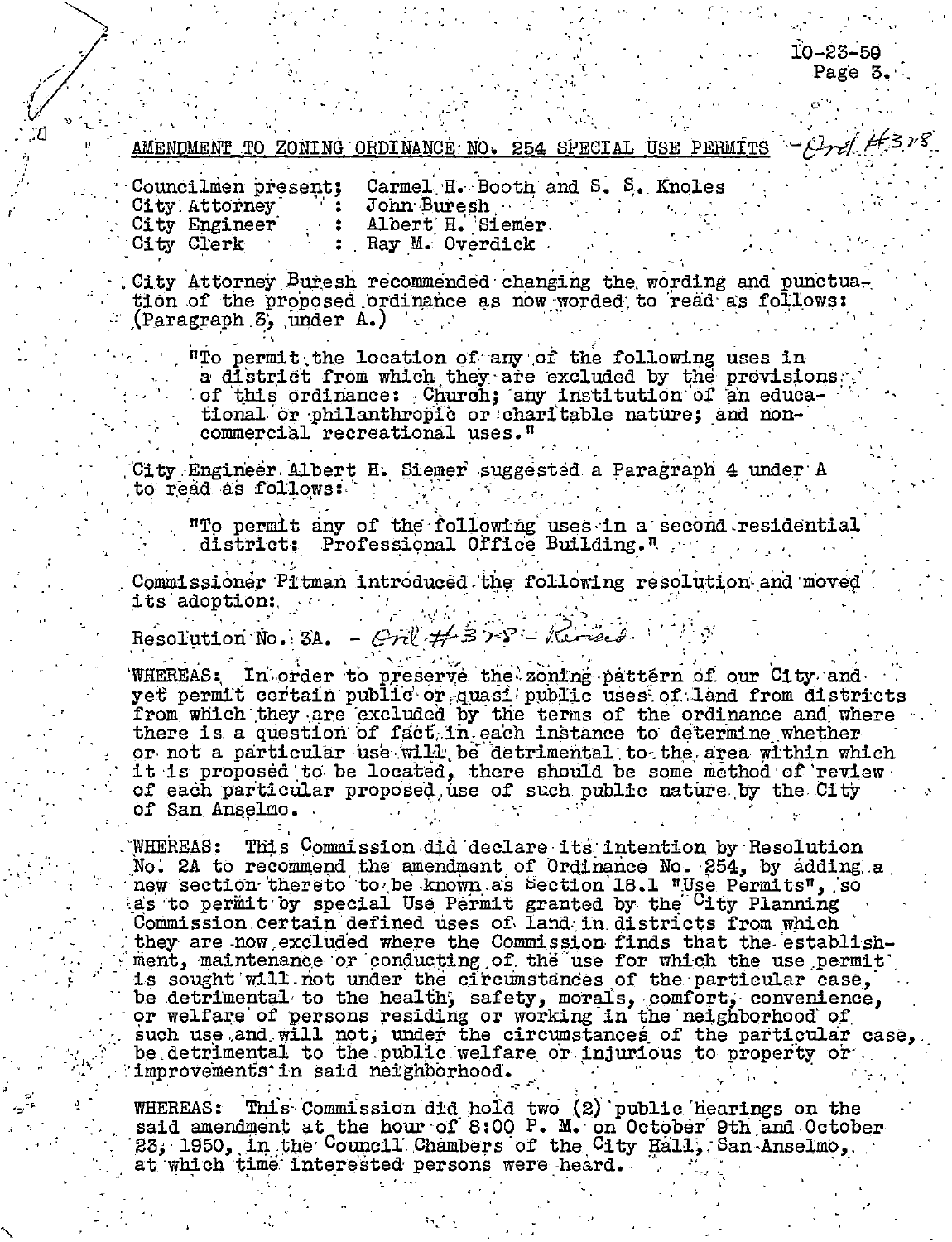## AMENDMENT TO ZONING ORDINANCE NO. 254 SPECIAL USE PERMITS - Ord #318

Councilmen present; Carmel H. Booth and S. S. Knoles
City Attorney : John Buresh
City Engineer : Albert H. Siemer
City Clerk : Ray M. Overdick

City Attorney Buresh recommended changing the wording and punctuation of the proposed ordinance as now worded to read as follows: (Paragraph 3, under A.)

> "To permit the location of any of the following uses in a district from which they are excluded by the provisions of this ordinance: Church; any institution of an educational or philanthropic or charitable nature; and non-commercial recreational uses."

City Engineer Albert H. Siemer suggested a Paragraph 4 under A to read as follows:

> "To permit any of the following uses in a second residential district: Professional Office Building."

Commissioner Pitman introduced the following resolution and moved its adoption:

Resolution No. 3A. - Ord #318 - Revised

WHEREAS: In order to preserve the zoning pattern of our City and yet permit certain public or quasi public uses of land from districts from which they are excluded by the terms of the ordinance and where there is a question of fact in each instance to determine whether or not a particular use will be detrimental to the area within which it is proposed to be located, there should be some method of review of each particular proposed use of such public nature by the City of San Anselmo.

WHEREAS: This Commission did declare its intention by Resolution No. 2A to recommend the amendment of Ordinance No. 254, by adding a new section thereto to be known as Section 18.1 "Use Permits", so as to permit by special Use Permit granted by the City Planning Commission certain defined uses of land in districts from which they are now excluded where the Commission finds that the establishment, maintenance or conducting of the use for which the use permit is sought will not under the circumstances of the particular case, be detrimental to the health, safety, morals, comfort, convenience, or welfare of persons residing or working in the neighborhood of such use and will not, under the circumstances of the particular case, be detrimental to the public welfare or injurious to property or improvements in said neighborhood.

WHEREAS: This Commission did hold two (2) public hearings on the said amendment at the hour of 8:00 P. M. on October 9th and October 23, 1950, in the Council Chambers of the City Hall, San Anselmo, at which time interested persons were heard.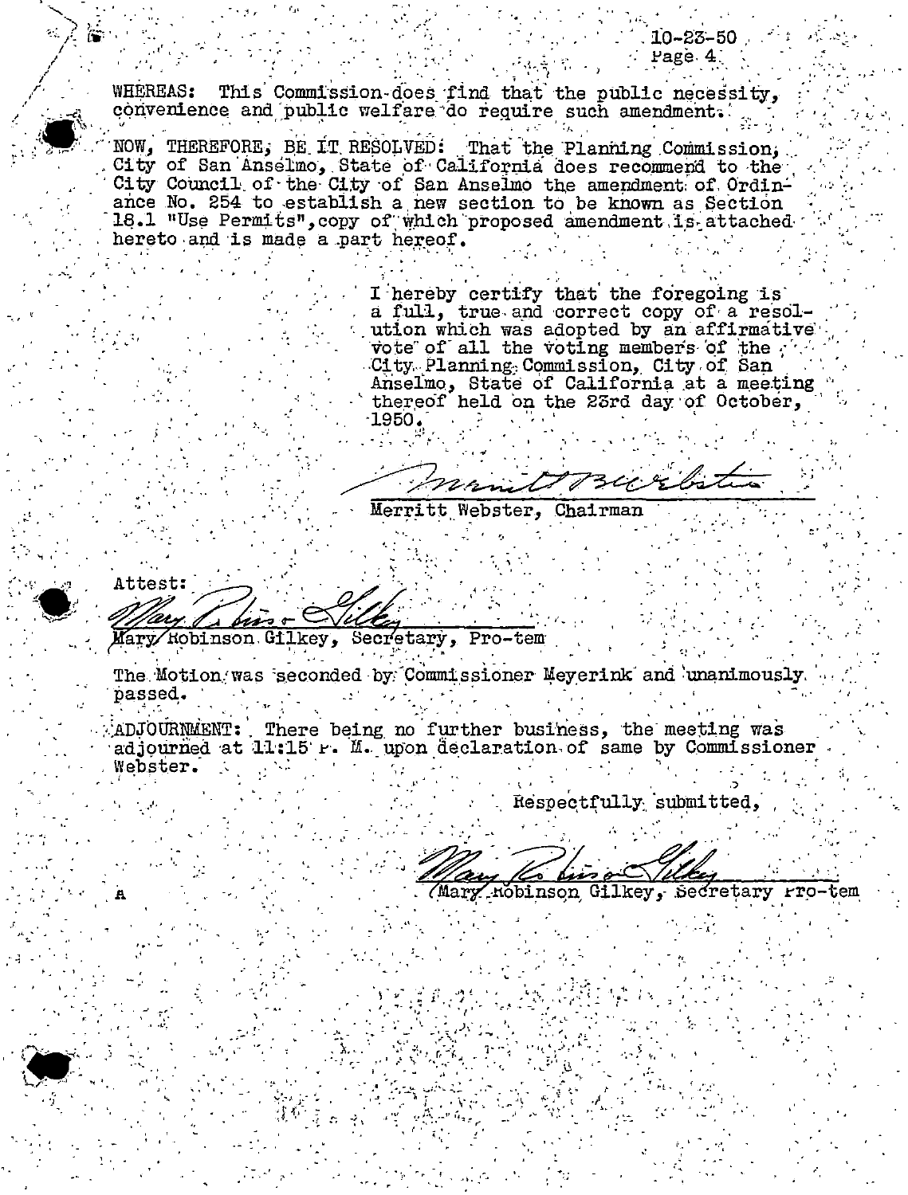WHEREAS: This Commission does find that the public necessity, convenience and public welfare do require such amendment.

NOW, THEREFORE, BE IT RESOLVED: That the Planning Commission, City of San Anselmo, State of California does recommend to the City Council of the City of San Anselmo the amendment of Ordinance No. 254 to establish a new section to be known as Section 18.1 "Use Permits", copy of which proposed amendment is attached hereto and is made a part hereof.

I hereby certify that the foregoing is a full, true and correct copy of a resolution which was adopted by an affirmative vote of all the voting members of the City Planning Commission, City of San Anselmo, State of California at a meeting thereof held on the 23rd day of October, 1950.

Merritt Webster, Chairman

Attest:

Mary Robinson Gilkey, Secretary, Pro-tem

The Motion was seconded by Commissioner Meyerink and unanimously passed.

ADJOURNMENT: There being no further business, the meeting was adjourned at 11:15 P. M. upon declaration of same by Commissioner Webster.

Respectfully submitted,

Mary Robinson Gilkey, Secretary Pro-tem

A